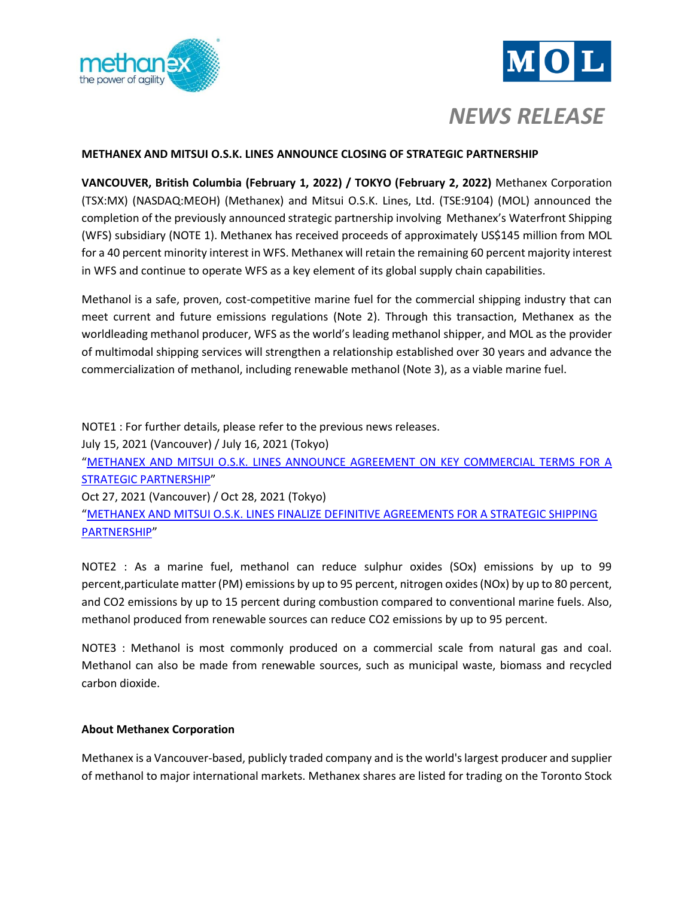# NEWS RELEASE

**METHANEX AND MITSUI O.S.K. LINES ANNOUNCE CLOSING OF STRATEGIC PARTNERSHIP**

**VANCOUVER, British Columbia (February 1, 2022) / TOKYO (February 2, 2022)** Methanex Corporation (TSX:MX) (NASDAQ:MEOH) (Methanex) and Mitsui O.S.K. Lines, Ltd. (TSE:9104) (MOL) announced the completion of the previously announced strategic partnership involving Methanex's Waterfront Shipping (WFS) subsidiary (NOTE 1). Methanex has received proceeds of approximately US$145 million from MOL for a 40 percent minority interest in WFS. Methanex will retain the remaining 60 percent majority interest in WFS and continue to operate WFS as a key element of its global supply chain capabilities.

Methanol is a safe, proven, cost-competitive marine fuel for the commercial shipping industry that can meet current and future emissions regulations (Note 2). Through this transaction, Methanex as the worldleading methanol producer, WFS as the world's leading methanol shipper, and MOL as the provider of multimodal shipping services will strengthen a relationship established over 30 years and advance the commercialization of methanol, including renewable methanol (Note 3), as a viable marine fuel.

NOTE1 : For further details, please refer to the previous news releases.
July 15, 2021 (Vancouver) / July 16, 2021 (Tokyo)
"METHANEX AND MITSUI O.S.K. LINES ANNOUNCE AGREEMENT ON KEY COMMERCIAL TERMS FOR A STRATEGIC PARTNERSHIP"
Oct 27, 2021 (Vancouver) / Oct 28, 2021 (Tokyo)
"METHANEX AND MITSUI O.S.K. LINES FINALIZE DEFINITIVE AGREEMENTS FOR A STRATEGIC SHIPPING PARTNERSHIP"

NOTE2 : As a marine fuel, methanol can reduce sulphur oxides (SOx) emissions by up to 99 percent,particulate matter (PM) emissions by up to 95 percent, nitrogen oxides (NOx) by up to 80 percent, and $CO_2$ emissions by up to 15 percent during combustion compared to conventional marine fuels. Also, methanol produced from renewable sources can reduce $CO_2$ emissions by up to 95 percent.

NOTE3 : Methanol is most commonly produced on a commercial scale from natural gas and coal. Methanol can also be made from renewable sources, such as municipal waste, biomass and recycled carbon dioxide.

**About Methanex Corporation**

Methanex is a Vancouver-based, publicly traded company and is the world's largest producer and supplier of methanol to major international markets. Methanex shares are listed for trading on the Toronto Stock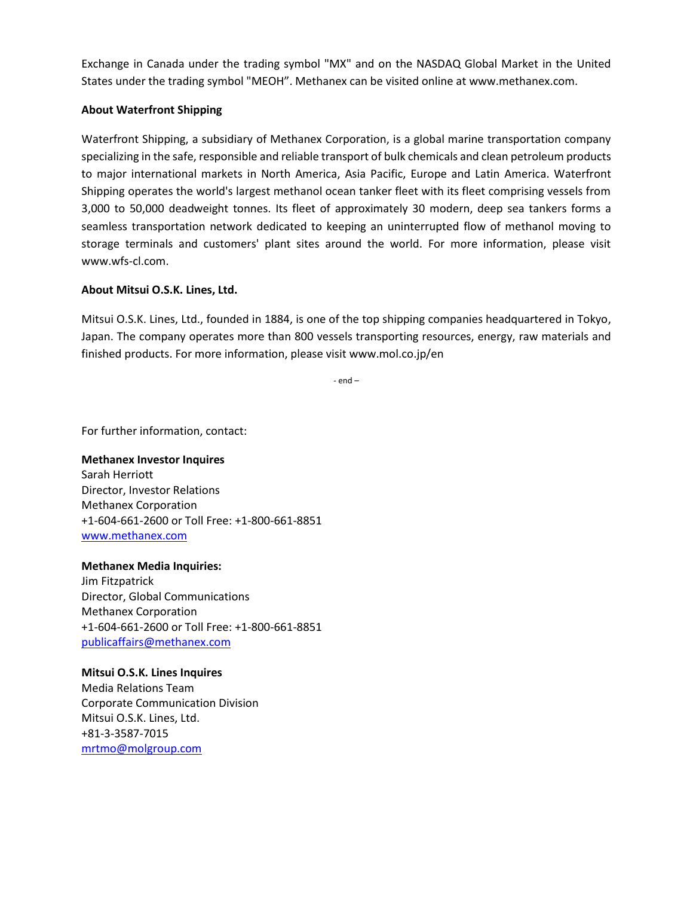Exchange in Canada under the trading symbol "MX" and on the NASDAQ Global Market in the United States under the trading symbol "MEOH". Methanex can be visited online at www.methanex.com.

**About Waterfront Shipping**

Waterfront Shipping, a subsidiary of Methanex Corporation, is a global marine transportation company specializing in the safe, responsible and reliable transport of bulk chemicals and clean petroleum products to major international markets in North America, Asia Pacific, Europe and Latin America. Waterfront Shipping operates the world's largest methanol ocean tanker fleet with its fleet comprising vessels from 3,000 to 50,000 deadweight tonnes. Its fleet of approximately 30 modern, deep sea tankers forms a seamless transportation network dedicated to keeping an uninterrupted flow of methanol moving to storage terminals and customers' plant sites around the world. For more information, please visit www.wfs-cl.com.

**About Mitsui O.S.K. Lines, Ltd.**

Mitsui O.S.K. Lines, Ltd., founded in 1884, is one of the top shipping companies headquartered in Tokyo, Japan. The company operates more than 800 vessels transporting resources, energy, raw materials and finished products. For more information, please visit www.mol.co.jp/en

- end –

For further information, contact:

**Methanex Investor Inquires**
Sarah Herriott
Director, Investor Relations
Methanex Corporation
+1-604-661-2600 or Toll Free: +1-800-661-8851
www.methanex.com

**Methanex Media Inquiries:**
Jim Fitzpatrick
Director, Global Communications
Methanex Corporation
+1-604-661-2600 or Toll Free: +1-800-661-8851
publicaffairs@methanex.com

**Mitsui O.S.K. Lines Inquires**
Media Relations Team
Corporate Communication Division
Mitsui O.S.K. Lines, Ltd.
+81-3-3587-7015
mrtmo@molgroup.com